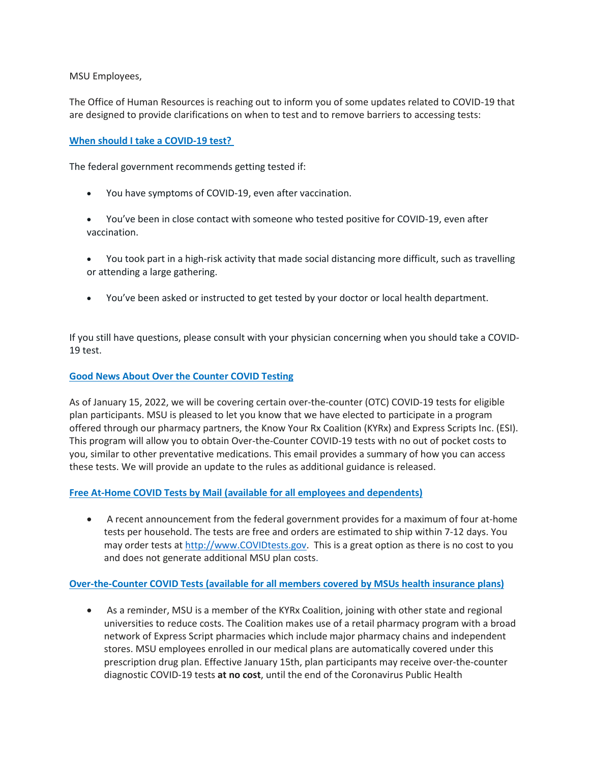MSU Employees,

The Office of Human Resources is reaching out to inform you of some updates related to COVID-19 that are designed to provide clarifications on when to test and to remove barriers to accessing tests:

## [When should I take a COVID-19 test?](#)

The federal government recommends getting tested if:

- You have symptoms of COVID-19, even after vaccination.
- You've been in close contact with someone who tested positive for COVID-19, even after vaccination.
- You took part in a high-risk activity that made social distancing more difficult, such as travelling or attending a large gathering.
- You've been asked or instructed to get tested by your doctor or local health department.

If you still have questions, please consult with your physician concerning when you should take a COVID-19 test.

## [Good News About Over the Counter COVID Testing](#)

As of January 15, 2022, we will be covering certain over-the-counter (OTC) COVID-19 tests for eligible plan participants. MSU is pleased to let you know that we have elected to participate in a program offered through our pharmacy partners, the Know Your Rx Coalition (KYRx) and Express Scripts Inc. (ESI). This program will allow you to obtain Over-the-Counter COVID-19 tests with no out of pocket costs to you, similar to other preventative medications. This email provides a summary of how you can access these tests. We will provide an update to the rules as additional guidance is released.

## [Free At-Home COVID Tests by Mail (available for all employees and dependents)](#)

- A recent announcement from the federal government provides for a maximum of four at-home tests per household. The tests are free and orders are estimated to ship within 7-12 days. You may order tests at [http://www.COVIDtests.gov](http://www.COVIDtests.gov). This is a great option as there is no cost to you and does not generate additional MSU plan costs.

## [Over-the-Counter COVID Tests (available for all members covered by MSUs health insurance plans)](#)

- As a reminder, MSU is a member of the KYRx Coalition, joining with other state and regional universities to reduce costs. The Coalition makes use of a retail pharmacy program with a broad network of Express Script pharmacies which include major pharmacy chains and independent stores. MSU employees enrolled in our medical plans are automatically covered under this prescription drug plan. Effective January 15th, plan participants may receive over-the-counter diagnostic COVID-19 tests **at no cost**, until the end of the Coronavirus Public Health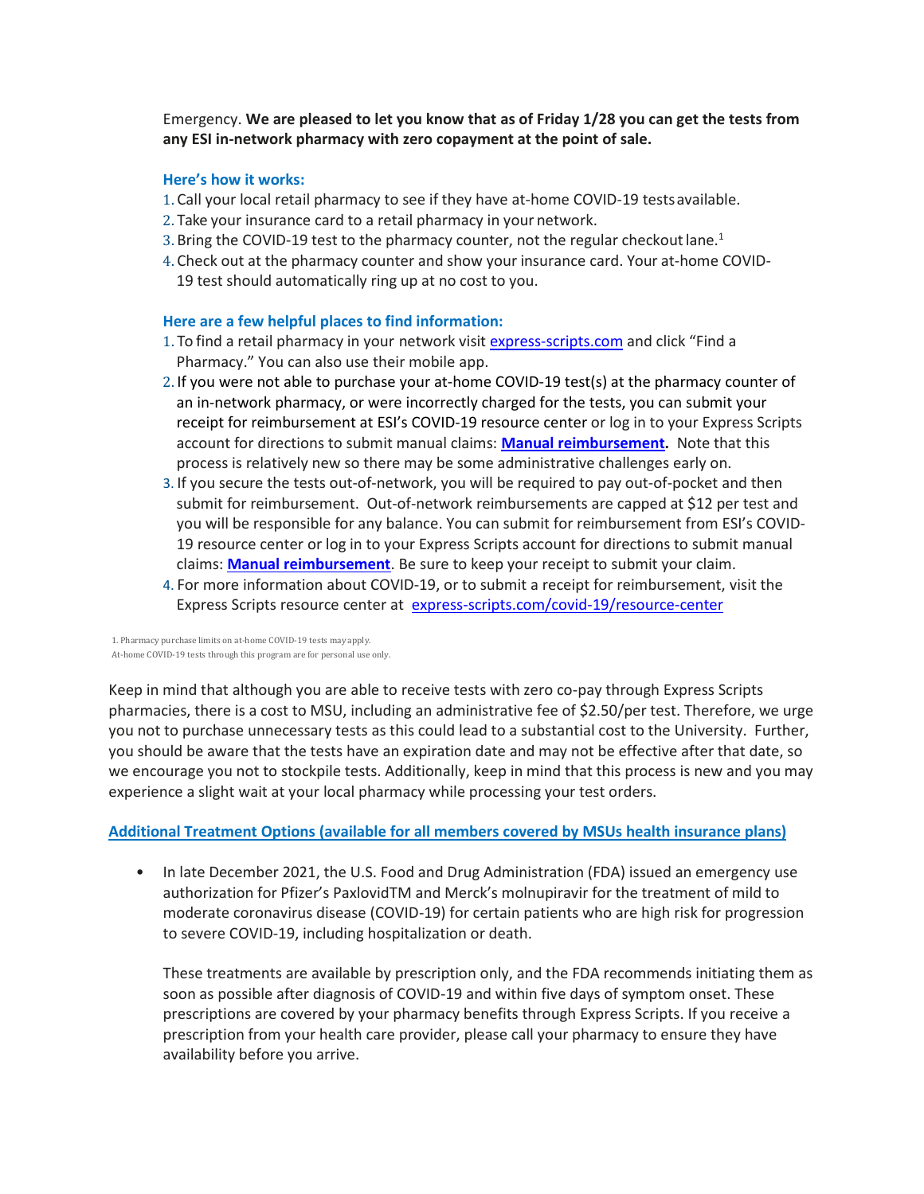Emergency. **We are pleased to let you know that as of Friday 1/28 you can get the tests from any ESI in-network pharmacy with zero copayment at the point of sale.**

**Here's how it works:**

1. Call your local retail pharmacy to see if they have at-home COVID-19 tests available.
2. Take your insurance card to a retail pharmacy in your network.
3. Bring the COVID-19 test to the pharmacy counter, not the regular checkout lane.[1]
4. Check out at the pharmacy counter and show your insurance card. Your at-home COVID-19 test should automatically ring up at no cost to you.

**Here are a few helpful places to find information:**

1. To find a retail pharmacy in your network visit express-scripts.com and click "Find a Pharmacy." You can also use their mobile app.
2. If you were not able to purchase your at-home COVID-19 test(s) at the pharmacy counter of an in-network pharmacy, or were incorrectly charged for the tests, you can submit your receipt for reimbursement at ESI's COVID-19 resource center or log in to your Express Scripts account for directions to submit manual claims: **Manual reimbursement.** Note that this process is relatively new so there may be some administrative challenges early on.
3. If you secure the tests out-of-network, you will be required to pay out-of-pocket and then submit for reimbursement. Out-of-network reimbursements are capped at $12 per test and you will be responsible for any balance. You can submit for reimbursement from ESI's COVID-19 resource center or log in to your Express Scripts account for directions to submit manual claims: **Manual reimbursement**. Be sure to keep your receipt to submit your claim.
4. For more information about COVID-19, or to submit a receipt for reimbursement, visit the Express Scripts resource center at express-scripts.com/covid-19/resource-center

1. Pharmacy purchase limits on at-home COVID-19 tests may apply.
At-home COVID-19 tests through this program are for personal use only.

Keep in mind that although you are able to receive tests with zero co-pay through Express Scripts pharmacies, there is a cost to MSU, including an administrative fee of $2.50/per test. Therefore, we urge you not to purchase unnecessary tests as this could lead to a substantial cost to the University. Further, you should be aware that the tests have an expiration date and may not be effective after that date, so we encourage you not to stockpile tests. Additionally, keep in mind that this process is new and you may experience a slight wait at your local pharmacy while processing your test orders.

**Additional Treatment Options (available for all members covered by MSUs health insurance plans)**

- In late December 2021, the U.S. Food and Drug Administration (FDA) issued an emergency use authorization for Pfizer's PaxlovidTM and Merck's molnupiravir for the treatment of mild to moderate coronavirus disease (COVID-19) for certain patients who are high risk for progression to severe COVID-19, including hospitalization or death.

  These treatments are available by prescription only, and the FDA recommends initiating them as soon as possible after diagnosis of COVID-19 and within five days of symptom onset. These prescriptions are covered by your pharmacy benefits through Express Scripts. If you receive a prescription from your health care provider, please call your pharmacy to ensure they have availability before you arrive.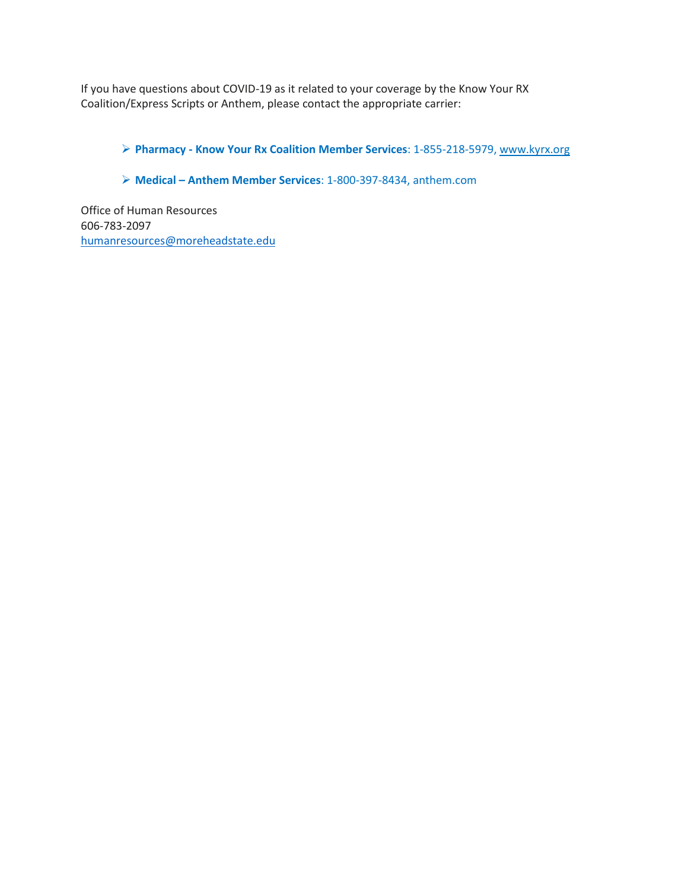If you have questions about COVID-19 as it related to your coverage by the Know Your RX Coalition/Express Scripts or Anthem, please contact the appropriate carrier:

- **Pharmacy - Know Your Rx Coalition Member Services**: 1-855-218-5979, www.kyrx.org
- **Medical – Anthem Member Services**: 1-800-397-8434, anthem.com

Office of Human Resources
606-783-2097
humanresources@moreheadstate.edu